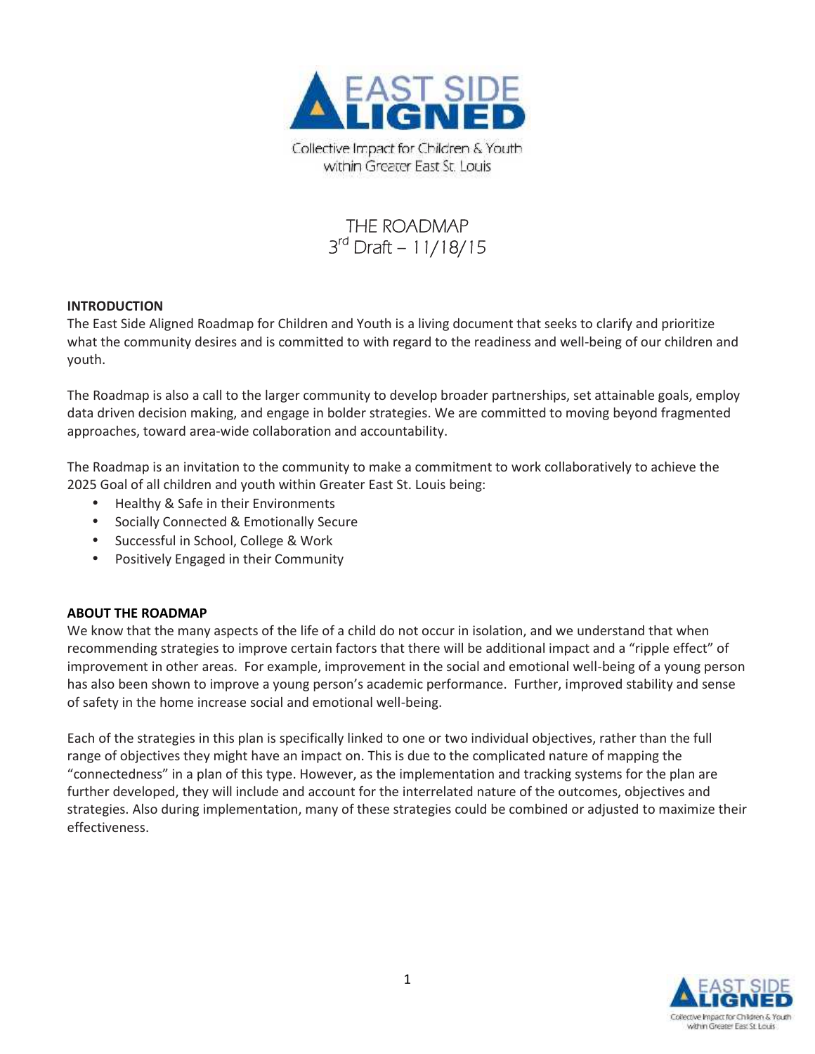# EAST SIDE ALIGNED

Collective Impact for Children & Youth within Greater East St. Louis

## THE ROADMAP
3rd Draft – 11/18/15

**INTRODUCTION**

The East Side Aligned Roadmap for Children and Youth is a living document that seeks to clarify and prioritize what the community desires and is committed to with regard to the readiness and well-being of our children and youth.

The Roadmap is also a call to the larger community to develop broader partnerships, set attainable goals, employ data driven decision making, and engage in bolder strategies. We are committed to moving beyond fragmented approaches, toward area-wide collaboration and accountability.

The Roadmap is an invitation to the community to make a commitment to work collaboratively to achieve the 2025 Goal of all children and youth within Greater East St. Louis being:

- Healthy & Safe in their Environments
- Socially Connected & Emotionally Secure
- Successful in School, College & Work
- Positively Engaged in their Community

**ABOUT THE ROADMAP**

We know that the many aspects of the life of a child do not occur in isolation, and we understand that when recommending strategies to improve certain factors that there will be additional impact and a "ripple effect" of improvement in other areas. For example, improvement in the social and emotional well-being of a young person has also been shown to improve a young person's academic performance. Further, improved stability and sense of safety in the home increase social and emotional well-being.

Each of the strategies in this plan is specifically linked to one or two individual objectives, rather than the full range of objectives they might have an impact on. This is due to the complicated nature of mapping the "connectedness" in a plan of this type. However, as the implementation and tracking systems for the plan are further developed, they will include and account for the interrelated nature of the outcomes, objectives and strategies. Also during implementation, many of these strategies could be combined or adjusted to maximize their effectiveness.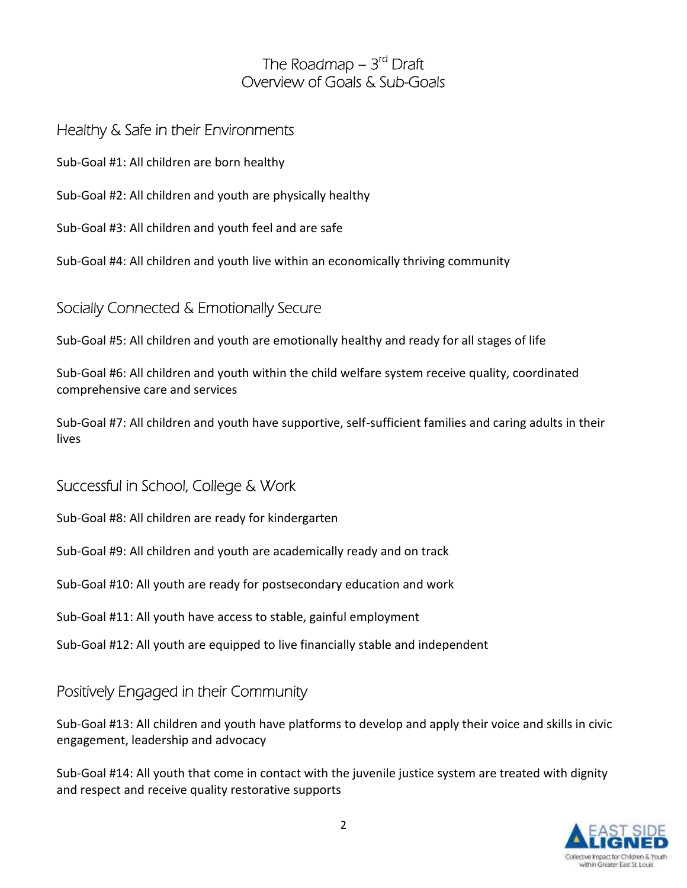# The Roadmap – 3rd Draft
# Overview of Goals & Sub-Goals

## Healthy & Safe in their Environments

Sub-Goal #1: All children are born healthy

Sub-Goal #2: All children and youth are physically healthy

Sub-Goal #3: All children and youth feel and are safe

Sub-Goal #4: All children and youth live within an economically thriving community

## Socially Connected & Emotionally Secure

Sub-Goal #5: All children and youth are emotionally healthy and ready for all stages of life

Sub-Goal #6: All children and youth within the child welfare system receive quality, coordinated comprehensive care and services

Sub-Goal #7: All children and youth have supportive, self-sufficient families and caring adults in their lives

## Successful in School, College & Work

Sub-Goal #8: All children are ready for kindergarten

Sub-Goal #9: All children and youth are academically ready and on track

Sub-Goal #10: All youth are ready for postsecondary education and work

Sub-Goal #11: All youth have access to stable, gainful employment

Sub-Goal #12: All youth are equipped to live financially stable and independent

## Positively Engaged in their Community

Sub-Goal #13: All children and youth have platforms to develop and apply their voice and skills in civic engagement, leadership and advocacy

Sub-Goal #14: All youth that come in contact with the juvenile justice system are treated with dignity and respect and receive quality restorative supports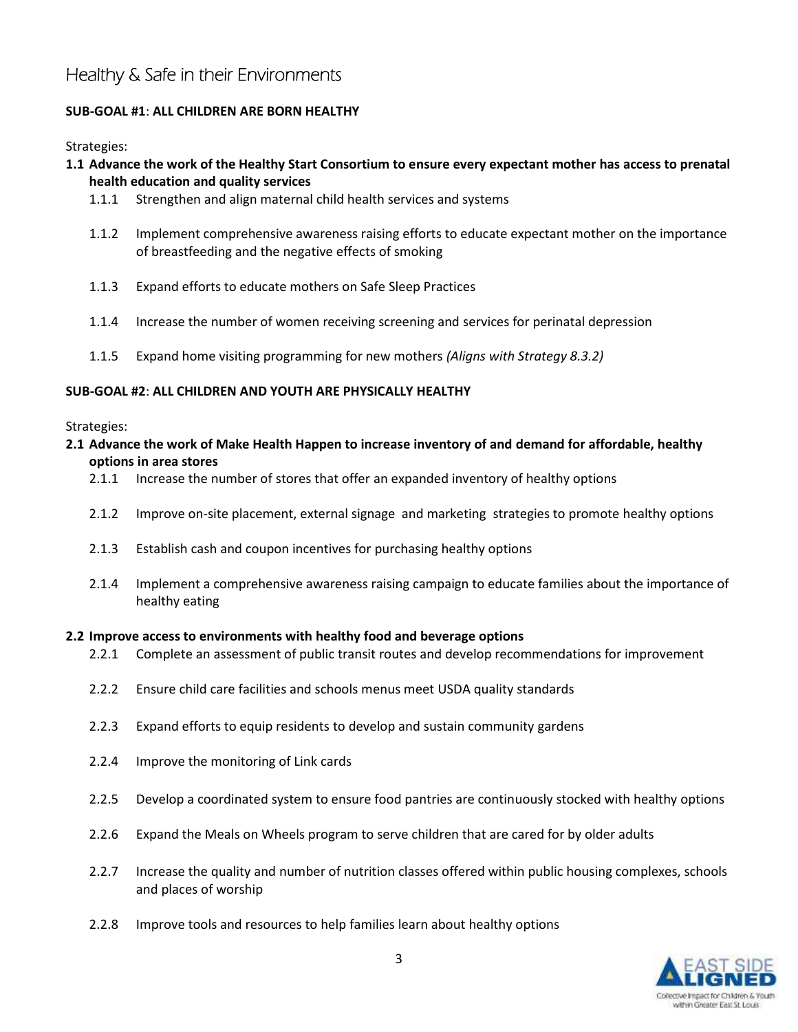## Healthy & Safe in their Environments

**SUB-GOAL #1**: **ALL CHILDREN ARE BORN HEALTHY**

Strategies:

**1.1 Advance the work of the Healthy Start Consortium to ensure every expectant mother has access to prenatal health education and quality services**

- 1.1.1 Strengthen and align maternal child health services and systems
- 1.1.2 Implement comprehensive awareness raising efforts to educate expectant mother on the importance of breastfeeding and the negative effects of smoking
- 1.1.3 Expand efforts to educate mothers on Safe Sleep Practices
- 1.1.4 Increase the number of women receiving screening and services for perinatal depression
- 1.1.5 Expand home visiting programming for new mothers *(Aligns with Strategy 8.3.2)*

**SUB-GOAL #2**: **ALL CHILDREN AND YOUTH ARE PHYSICALLY HEALTHY**

Strategies:

**2.1 Advance the work of Make Health Happen to increase inventory of and demand for affordable, healthy options in area stores**

- 2.1.1 Increase the number of stores that offer an expanded inventory of healthy options
- 2.1.2 Improve on-site placement, external signage and marketing strategies to promote healthy options
- 2.1.3 Establish cash and coupon incentives for purchasing healthy options
- 2.1.4 Implement a comprehensive awareness raising campaign to educate families about the importance of healthy eating

**2.2 Improve access to environments with healthy food and beverage options**

- 2.2.1 Complete an assessment of public transit routes and develop recommendations for improvement
- 2.2.2 Ensure child care facilities and schools menus meet USDA quality standards
- 2.2.3 Expand efforts to equip residents to develop and sustain community gardens
- 2.2.4 Improve the monitoring of Link cards
- 2.2.5 Develop a coordinated system to ensure food pantries are continuously stocked with healthy options
- 2.2.6 Expand the Meals on Wheels program to serve children that are cared for by older adults
- 2.2.7 Increase the quality and number of nutrition classes offered within public housing complexes, schools and places of worship
- 2.2.8 Improve tools and resources to help families learn about healthy options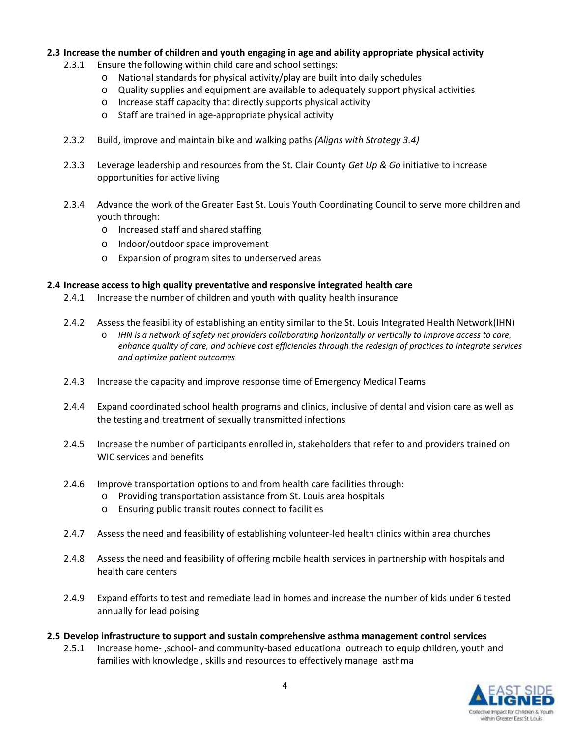**2.3 Increase the number of children and youth engaging in age and ability appropriate physical activity**

2.3.1 Ensure the following within child care and school settings:
- National standards for physical activity/play are built into daily schedules
- Quality supplies and equipment are available to adequately support physical activities
- Increase staff capacity that directly supports physical activity
- Staff are trained in age-appropriate physical activity

2.3.2 Build, improve and maintain bike and walking paths *(Aligns with Strategy 3.4)*

2.3.3 Leverage leadership and resources from the St. Clair County *Get Up & Go* initiative to increase opportunities for active living

2.3.4 Advance the work of the Greater East St. Louis Youth Coordinating Council to serve more children and youth through:
- Increased staff and shared staffing
- Indoor/outdoor space improvement
- Expansion of program sites to underserved areas

**2.4 Increase access to high quality preventative and responsive integrated health care**

2.4.1 Increase the number of children and youth with quality health insurance

2.4.2 Assess the feasibility of establishing an entity similar to the St. Louis Integrated Health Network(IHN)
- *IHN is a network of safety net providers collaborating horizontally or vertically to improve access to care, enhance quality of care, and achieve cost efficiencies through the redesign of practices to integrate services and optimize patient outcomes*

2.4.3 Increase the capacity and improve response time of Emergency Medical Teams

2.4.4 Expand coordinated school health programs and clinics, inclusive of dental and vision care as well as the testing and treatment of sexually transmitted infections

2.4.5 Increase the number of participants enrolled in, stakeholders that refer to and providers trained on WIC services and benefits

2.4.6 Improve transportation options to and from health care facilities through:
- Providing transportation assistance from St. Louis area hospitals
- Ensuring public transit routes connect to facilities

2.4.7 Assess the need and feasibility of establishing volunteer-led health clinics within area churches

2.4.8 Assess the need and feasibility of offering mobile health services in partnership with hospitals and health care centers

2.4.9 Expand efforts to test and remediate lead in homes and increase the number of kids under 6 tested annually for lead poising

**2.5 Develop infrastructure to support and sustain comprehensive asthma management control services**

2.5.1 Increase home- ,school- and community-based educational outreach to equip children, youth and families with knowledge , skills and resources to effectively manage asthma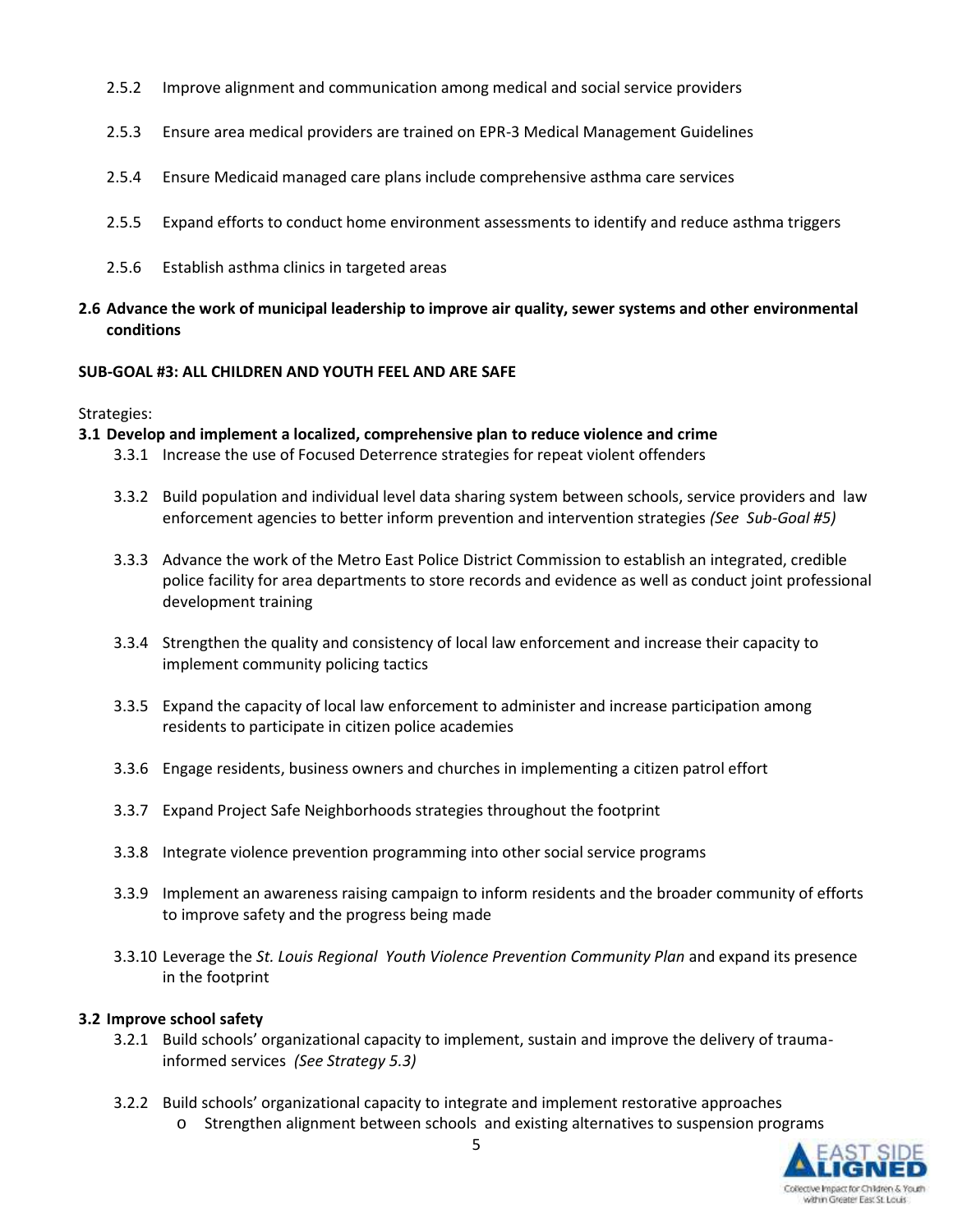2.5.2 Improve alignment and communication among medical and social service providers

2.5.3 Ensure area medical providers are trained on EPR-3 Medical Management Guidelines

2.5.4 Ensure Medicaid managed care plans include comprehensive asthma care services

2.5.5 Expand efforts to conduct home environment assessments to identify and reduce asthma triggers

2.5.6 Establish asthma clinics in targeted areas

**2.6 Advance the work of municipal leadership to improve air quality, sewer systems and other environmental conditions**

**SUB-GOAL #3: ALL CHILDREN AND YOUTH FEEL AND ARE SAFE**

Strategies:

**3.1 Develop and implement a localized, comprehensive plan to reduce violence and crime**

3.3.1 Increase the use of Focused Deterrence strategies for repeat violent offenders

3.3.2 Build population and individual level data sharing system between schools, service providers and law enforcement agencies to better inform prevention and intervention strategies *(See Sub-Goal #5)*

3.3.3 Advance the work of the Metro East Police District Commission to establish an integrated, credible police facility for area departments to store records and evidence as well as conduct joint professional development training

3.3.4 Strengthen the quality and consistency of local law enforcement and increase their capacity to implement community policing tactics

3.3.5 Expand the capacity of local law enforcement to administer and increase participation among residents to participate in citizen police academies

3.3.6 Engage residents, business owners and churches in implementing a citizen patrol effort

3.3.7 Expand Project Safe Neighborhoods strategies throughout the footprint

3.3.8 Integrate violence prevention programming into other social service programs

3.3.9 Implement an awareness raising campaign to inform residents and the broader community of efforts to improve safety and the progress being made

3.3.10 Leverage the *St. Louis Regional Youth Violence Prevention Community Plan* and expand its presence in the footprint

**3.2 Improve school safety**

3.2.1 Build schools' organizational capacity to implement, sustain and improve the delivery of trauma-informed services *(See Strategy 5.3)*

3.2.2 Build schools' organizational capacity to integrate and implement restorative approaches

- Strengthen alignment between schools and existing alternatives to suspension programs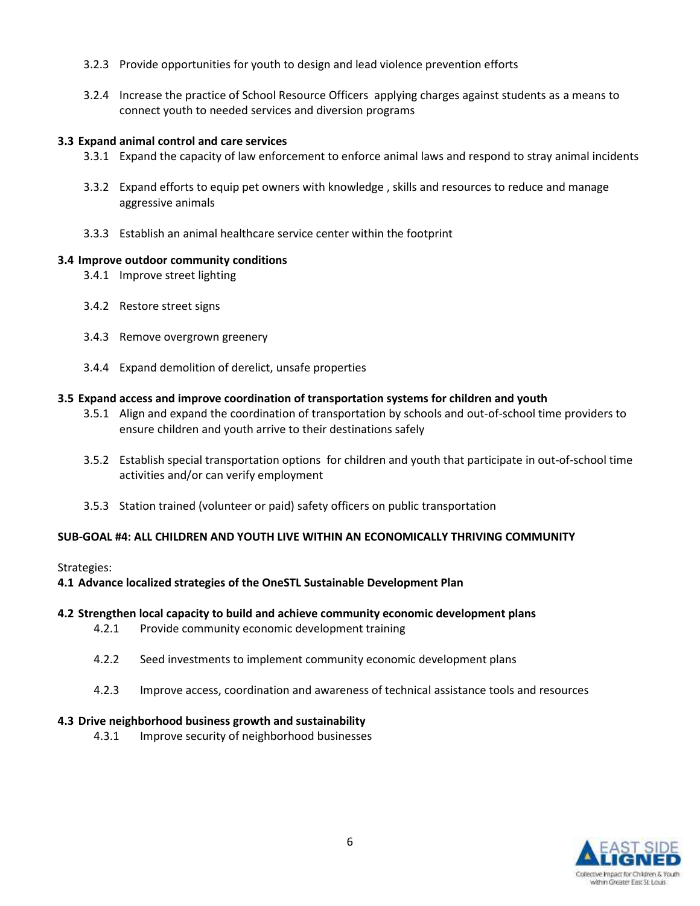- 3.2.3 Provide opportunities for youth to design and lead violence prevention efforts

- 3.2.4 Increase the practice of School Resource Officers applying charges against students as a means to connect youth to needed services and diversion programs

**3.3 Expand animal control and care services**

- 3.3.1 Expand the capacity of law enforcement to enforce animal laws and respond to stray animal incidents

- 3.3.2 Expand efforts to equip pet owners with knowledge , skills and resources to reduce and manage aggressive animals

- 3.3.3 Establish an animal healthcare service center within the footprint

**3.4 Improve outdoor community conditions**

- 3.4.1 Improve street lighting

- 3.4.2 Restore street signs

- 3.4.3 Remove overgrown greenery

- 3.4.4 Expand demolition of derelict, unsafe properties

**3.5 Expand access and improve coordination of transportation systems for children and youth**

- 3.5.1 Align and expand the coordination of transportation by schools and out-of-school time providers to ensure children and youth arrive to their destinations safely

- 3.5.2 Establish special transportation options for children and youth that participate in out-of-school time activities and/or can verify employment

- 3.5.3 Station trained (volunteer or paid) safety officers on public transportation

**SUB-GOAL #4: ALL CHILDREN AND YOUTH LIVE WITHIN AN ECONOMICALLY THRIVING COMMUNITY**

Strategies:

**4.1 Advance localized strategies of the OneSTL Sustainable Development Plan**

**4.2 Strengthen local capacity to build and achieve community economic development plans**

- 4.2.1 Provide community economic development training

- 4.2.2 Seed investments to implement community economic development plans

- 4.2.3 Improve access, coordination and awareness of technical assistance tools and resources

**4.3 Drive neighborhood business growth and sustainability**

- 4.3.1 Improve security of neighborhood businesses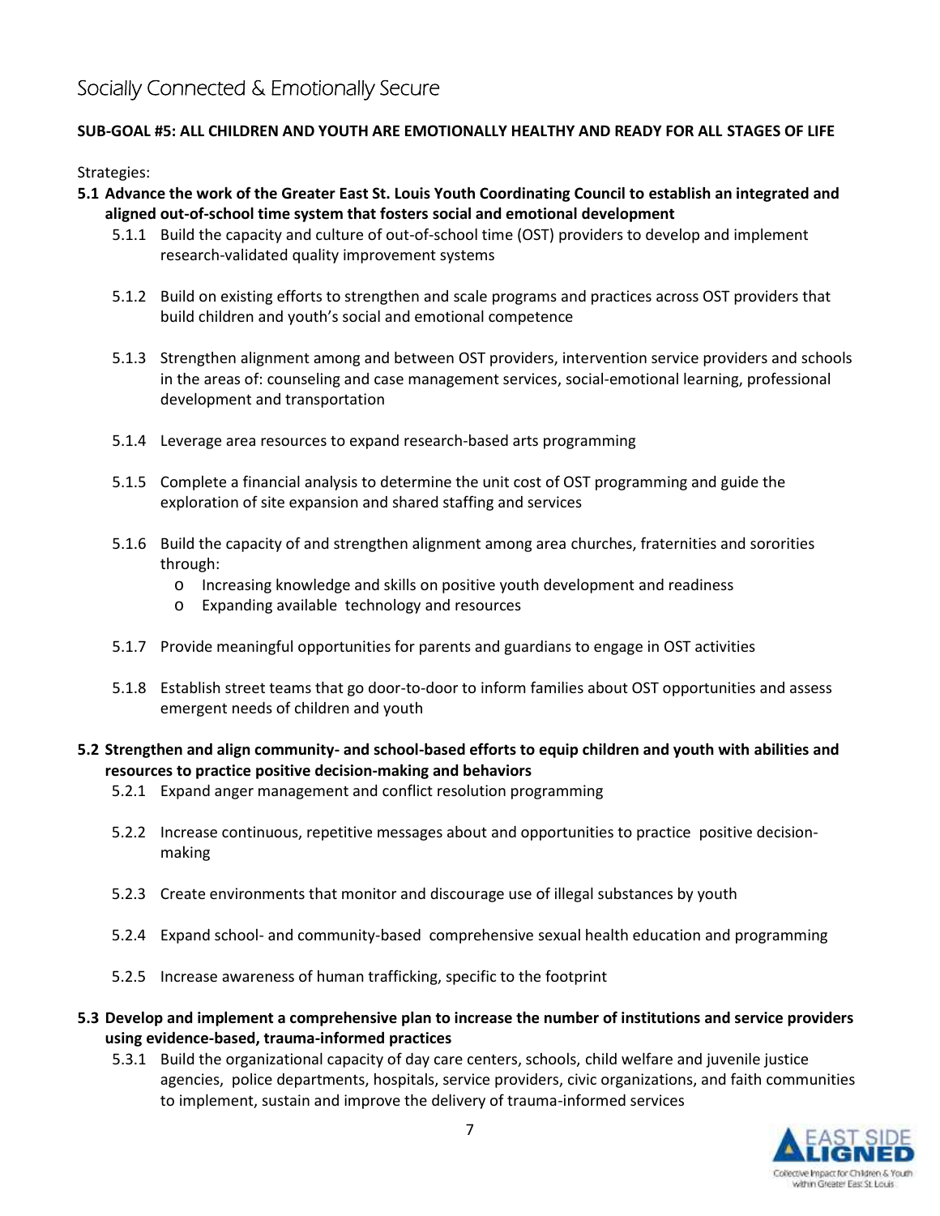# Socially Connected & Emotionally Secure

**SUB-GOAL #5: ALL CHILDREN AND YOUTH ARE EMOTIONALLY HEALTHY AND READY FOR ALL STAGES OF LIFE**

Strategies:

**5.1 Advance the work of the Greater East St. Louis Youth Coordinating Council to establish an integrated and aligned out-of-school time system that fosters social and emotional development**

- 5.1.1 Build the capacity and culture of out-of-school time (OST) providers to develop and implement research-validated quality improvement systems
- 5.1.2 Build on existing efforts to strengthen and scale programs and practices across OST providers that build children and youth's social and emotional competence
- 5.1.3 Strengthen alignment among and between OST providers, intervention service providers and schools in the areas of: counseling and case management services, social-emotional learning, professional development and transportation
- 5.1.4 Leverage area resources to expand research-based arts programming
- 5.1.5 Complete a financial analysis to determine the unit cost of OST programming and guide the exploration of site expansion and shared staffing and services
- 5.1.6 Build the capacity of and strengthen alignment among area churches, fraternities and sororities through:
  - Increasing knowledge and skills on positive youth development and readiness
  - Expanding available technology and resources
- 5.1.7 Provide meaningful opportunities for parents and guardians to engage in OST activities
- 5.1.8 Establish street teams that go door-to-door to inform families about OST opportunities and assess emergent needs of children and youth

**5.2 Strengthen and align community- and school-based efforts to equip children and youth with abilities and resources to practice positive decision-making and behaviors**

- 5.2.1 Expand anger management and conflict resolution programming
- 5.2.2 Increase continuous, repetitive messages about and opportunities to practice positive decision-making
- 5.2.3 Create environments that monitor and discourage use of illegal substances by youth
- 5.2.4 Expand school- and community-based comprehensive sexual health education and programming
- 5.2.5 Increase awareness of human trafficking, specific to the footprint

**5.3 Develop and implement a comprehensive plan to increase the number of institutions and service providers using evidence-based, trauma-informed practices**

- 5.3.1 Build the organizational capacity of day care centers, schools, child welfare and juvenile justice agencies, police departments, hospitals, service providers, civic organizations, and faith communities to implement, sustain and improve the delivery of trauma-informed services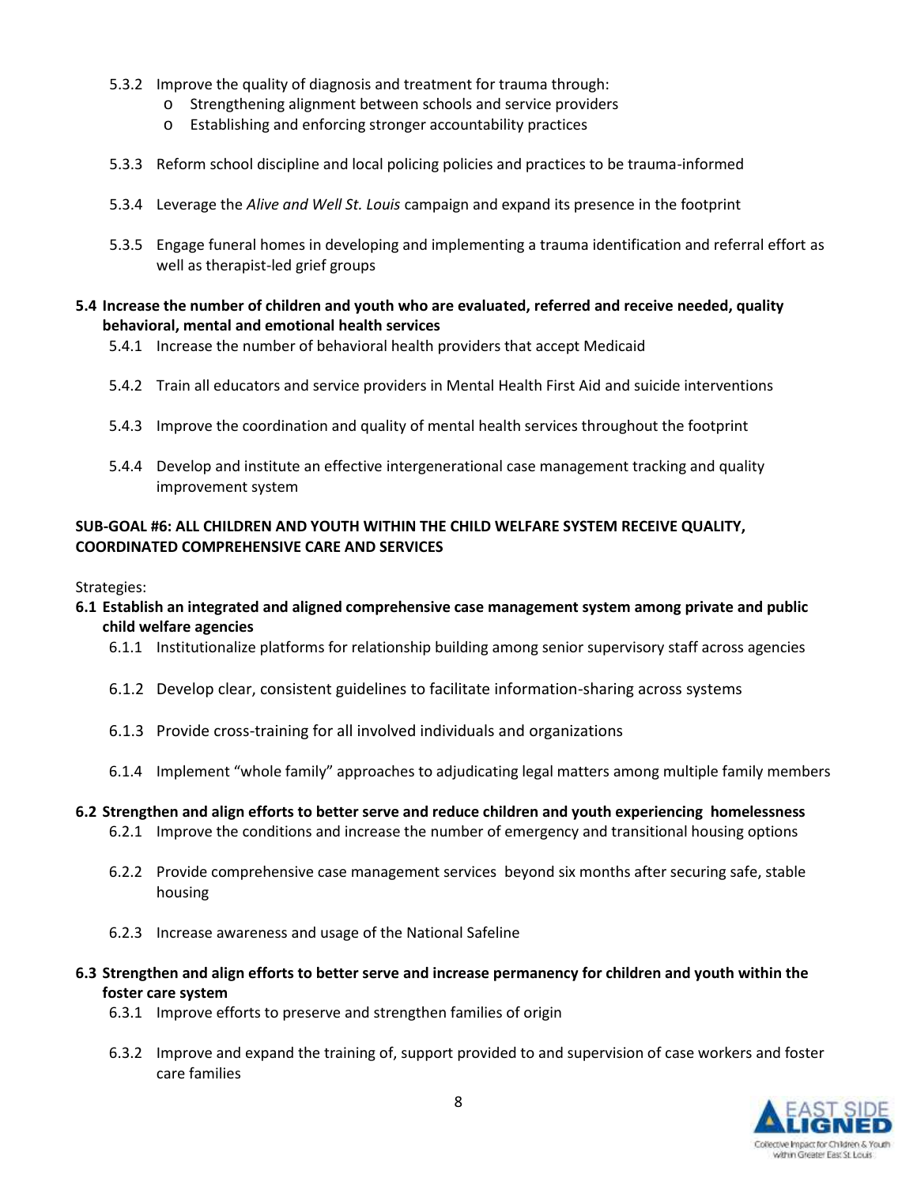- 5.3.2 Improve the quality of diagnosis and treatment for trauma through:
  - Strengthening alignment between schools and service providers
  - Establishing and enforcing stronger accountability practices
- 5.3.3 Reform school discipline and local policing policies and practices to be trauma-informed
- 5.3.4 Leverage the *Alive and Well St. Louis* campaign and expand its presence in the footprint
- 5.3.5 Engage funeral homes in developing and implementing a trauma identification and referral effort as well as therapist-led grief groups

**5.4 Increase the number of children and youth who are evaluated, referred and receive needed, quality behavioral, mental and emotional health services**

- 5.4.1 Increase the number of behavioral health providers that accept Medicaid
- 5.4.2 Train all educators and service providers in Mental Health First Aid and suicide interventions
- 5.4.3 Improve the coordination and quality of mental health services throughout the footprint
- 5.4.4 Develop and institute an effective intergenerational case management tracking and quality improvement system

## SUB-GOAL #6: ALL CHILDREN AND YOUTH WITHIN THE CHILD WELFARE SYSTEM RECEIVE QUALITY, COORDINATED COMPREHENSIVE CARE AND SERVICES

Strategies:

**6.1 Establish an integrated and aligned comprehensive case management system among private and public child welfare agencies**

- 6.1.1 Institutionalize platforms for relationship building among senior supervisory staff across agencies
- 6.1.2 Develop clear, consistent guidelines to facilitate information-sharing across systems
- 6.1.3 Provide cross-training for all involved individuals and organizations
- 6.1.4 Implement "whole family" approaches to adjudicating legal matters among multiple family members

**6.2 Strengthen and align efforts to better serve and reduce children and youth experiencing homelessness**

- 6.2.1 Improve the conditions and increase the number of emergency and transitional housing options
- 6.2.2 Provide comprehensive case management services beyond six months after securing safe, stable housing
- 6.2.3 Increase awareness and usage of the National Safeline

**6.3 Strengthen and align efforts to better serve and increase permanency for children and youth within the foster care system**

- 6.3.1 Improve efforts to preserve and strengthen families of origin
- 6.3.2 Improve and expand the training of, support provided to and supervision of case workers and foster care families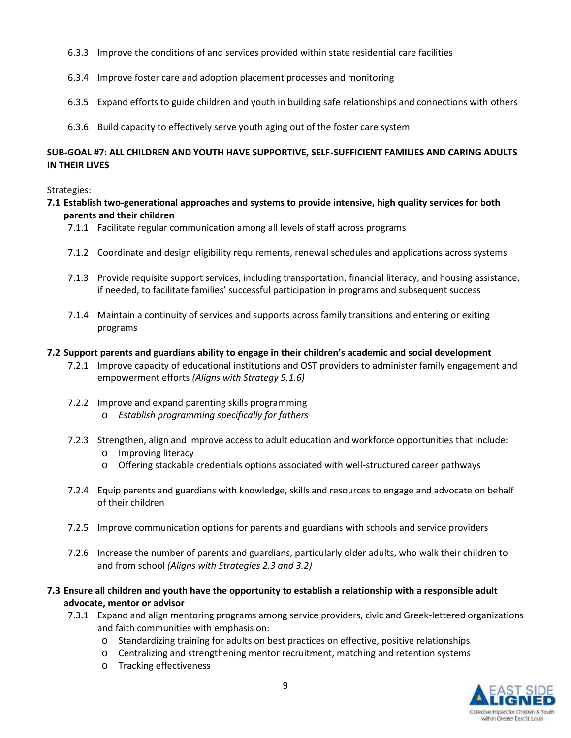6.3.3 Improve the conditions of and services provided within state residential care facilities

6.3.4 Improve foster care and adoption placement processes and monitoring

6.3.5 Expand efforts to guide children and youth in building safe relationships and connections with others

6.3.6 Build capacity to effectively serve youth aging out of the foster care system

**SUB-GOAL #7: ALL CHILDREN AND YOUTH HAVE SUPPORTIVE, SELF-SUFFICIENT FAMILIES AND CARING ADULTS IN THEIR LIVES**

Strategies:

**7.1 Establish two-generational approaches and systems to provide intensive, high quality services for both parents and their children**

7.1.1 Facilitate regular communication among all levels of staff across programs

7.1.2 Coordinate and design eligibility requirements, renewal schedules and applications across systems

7.1.3 Provide requisite support services, including transportation, financial literacy, and housing assistance, if needed, to facilitate families' successful participation in programs and subsequent success

7.1.4 Maintain a continuity of services and supports across family transitions and entering or exiting programs

**7.2 Support parents and guardians ability to engage in their children's academic and social development**

7.2.1 Improve capacity of educational institutions and OST providers to administer family engagement and empowerment efforts *(Aligns with Strategy 5.1.6)*

7.2.2 Improve and expand parenting skills programming
- *Establish programming specifically for fathers*

7.2.3 Strengthen, align and improve access to adult education and workforce opportunities that include:
- Improving literacy
- Offering stackable credentials options associated with well-structured career pathways

7.2.4 Equip parents and guardians with knowledge, skills and resources to engage and advocate on behalf of their children

7.2.5 Improve communication options for parents and guardians with schools and service providers

7.2.6 Increase the number of parents and guardians, particularly older adults, who walk their children to and from school *(Aligns with Strategies 2.3 and 3.2)*

**7.3 Ensure all children and youth have the opportunity to establish a relationship with a responsible adult advocate, mentor or advisor**

7.3.1 Expand and align mentoring programs among service providers, civic and Greek-lettered organizations and faith communities with emphasis on:
- Standardizing training for adults on best practices on effective, positive relationships
- Centralizing and strengthening mentor recruitment, matching and retention systems
- Tracking effectiveness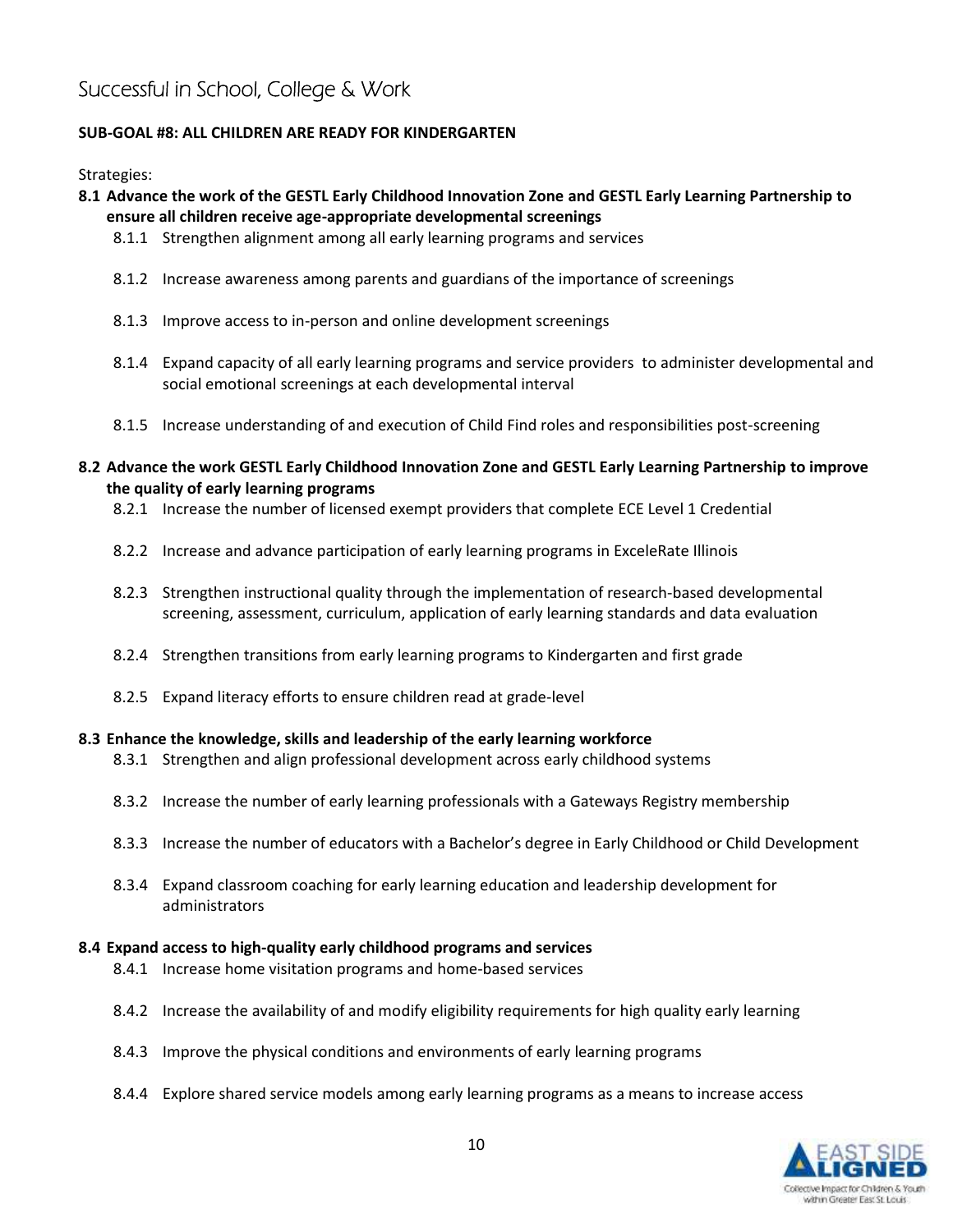## Successful in School, College & Work

**SUB-GOAL #8: ALL CHILDREN ARE READY FOR KINDERGARTEN**

Strategies:

**8.1 Advance the work of the GESTL Early Childhood Innovation Zone and GESTL Early Learning Partnership to ensure all children receive age-appropriate developmental screenings**

- 8.1.1 Strengthen alignment among all early learning programs and services
- 8.1.2 Increase awareness among parents and guardians of the importance of screenings
- 8.1.3 Improve access to in-person and online development screenings
- 8.1.4 Expand capacity of all early learning programs and service providers to administer developmental and social emotional screenings at each developmental interval
- 8.1.5 Increase understanding of and execution of Child Find roles and responsibilities post-screening

**8.2 Advance the work GESTL Early Childhood Innovation Zone and GESTL Early Learning Partnership to improve the quality of early learning programs**

- 8.2.1 Increase the number of licensed exempt providers that complete ECE Level 1 Credential
- 8.2.2 Increase and advance participation of early learning programs in ExceleRate Illinois
- 8.2.3 Strengthen instructional quality through the implementation of research-based developmental screening, assessment, curriculum, application of early learning standards and data evaluation
- 8.2.4 Strengthen transitions from early learning programs to Kindergarten and first grade
- 8.2.5 Expand literacy efforts to ensure children read at grade-level

**8.3 Enhance the knowledge, skills and leadership of the early learning workforce**

- 8.3.1 Strengthen and align professional development across early childhood systems
- 8.3.2 Increase the number of early learning professionals with a Gateways Registry membership
- 8.3.3 Increase the number of educators with a Bachelor's degree in Early Childhood or Child Development
- 8.3.4 Expand classroom coaching for early learning education and leadership development for administrators

**8.4 Expand access to high-quality early childhood programs and services**

- 8.4.1 Increase home visitation programs and home-based services
- 8.4.2 Increase the availability of and modify eligibility requirements for high quality early learning
- 8.4.3 Improve the physical conditions and environments of early learning programs
- 8.4.4 Explore shared service models among early learning programs as a means to increase access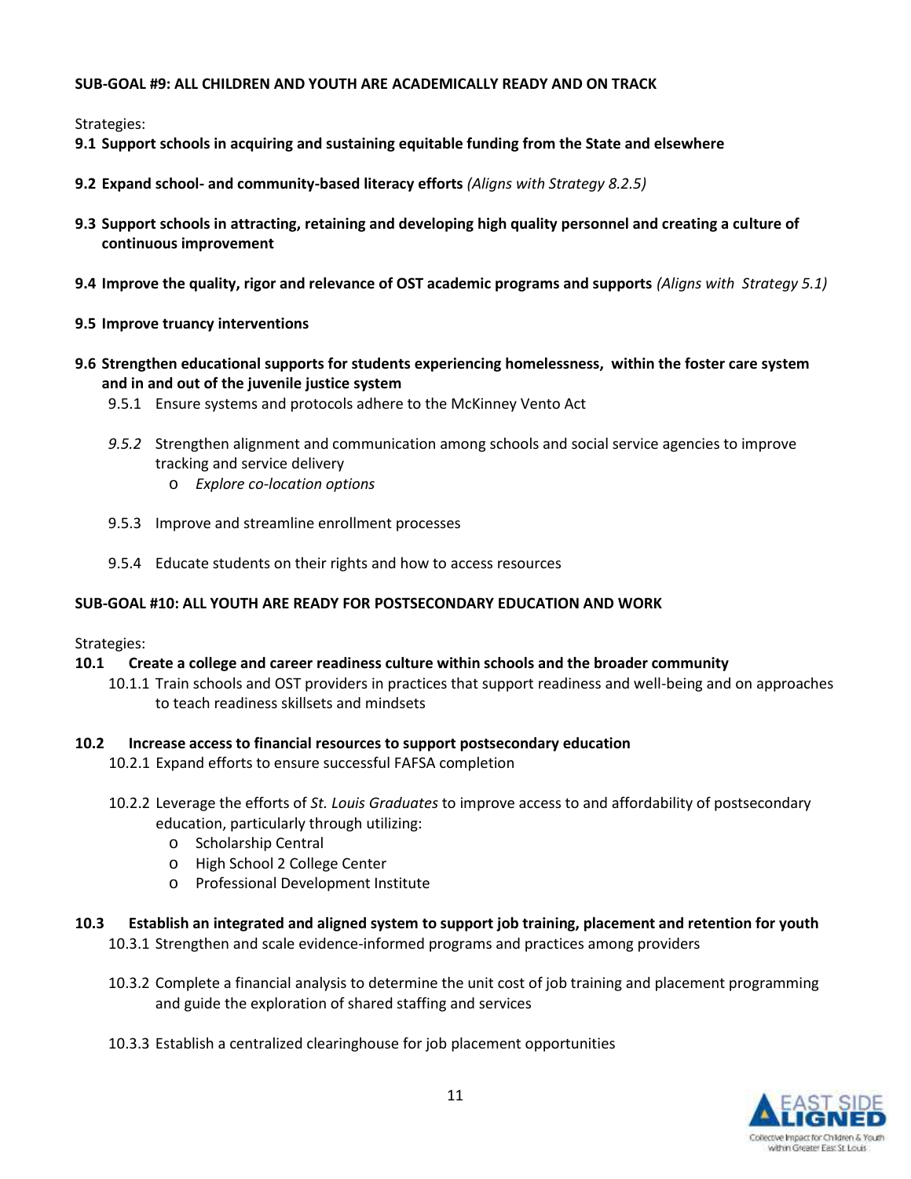**SUB-GOAL #9: ALL CHILDREN AND YOUTH ARE ACADEMICALLY READY AND ON TRACK**

Strategies:

**9.1 Support schools in acquiring and sustaining equitable funding from the State and elsewhere**

**9.2 Expand school- and community-based literacy efforts** *(Aligns with Strategy 8.2.5)*

**9.3 Support schools in attracting, retaining and developing high quality personnel and creating a culture of continuous improvement**

**9.4 Improve the quality, rigor and relevance of OST academic programs and supports** *(Aligns with Strategy 5.1)*

**9.5 Improve truancy interventions**

**9.6 Strengthen educational supports for students experiencing homelessness, within the foster care system and in and out of the juvenile justice system**

- 9.5.1 Ensure systems and protocols adhere to the McKinney Vento Act
- *9.5.2* Strengthen alignment and communication among schools and social service agencies to improve tracking and service delivery
  - *Explore co-location options*
- 9.5.3 Improve and streamline enrollment processes
- 9.5.4 Educate students on their rights and how to access resources

**SUB-GOAL #10: ALL YOUTH ARE READY FOR POSTSECONDARY EDUCATION AND WORK**

Strategies:

**10.1 Create a college and career readiness culture within schools and the broader community**

- 10.1.1 Train schools and OST providers in practices that support readiness and well-being and on approaches to teach readiness skillsets and mindsets

**10.2 Increase access to financial resources to support postsecondary education**

- 10.2.1 Expand efforts to ensure successful FAFSA completion
- 10.2.2 Leverage the efforts of *St. Louis Graduates* to improve access to and affordability of postsecondary education, particularly through utilizing:
  - Scholarship Central
  - High School 2 College Center
  - Professional Development Institute

**10.3 Establish an integrated and aligned system to support job training, placement and retention for youth**

- 10.3.1 Strengthen and scale evidence-informed programs and practices among providers
- 10.3.2 Complete a financial analysis to determine the unit cost of job training and placement programming and guide the exploration of shared staffing and services
- 10.3.3 Establish a centralized clearinghouse for job placement opportunities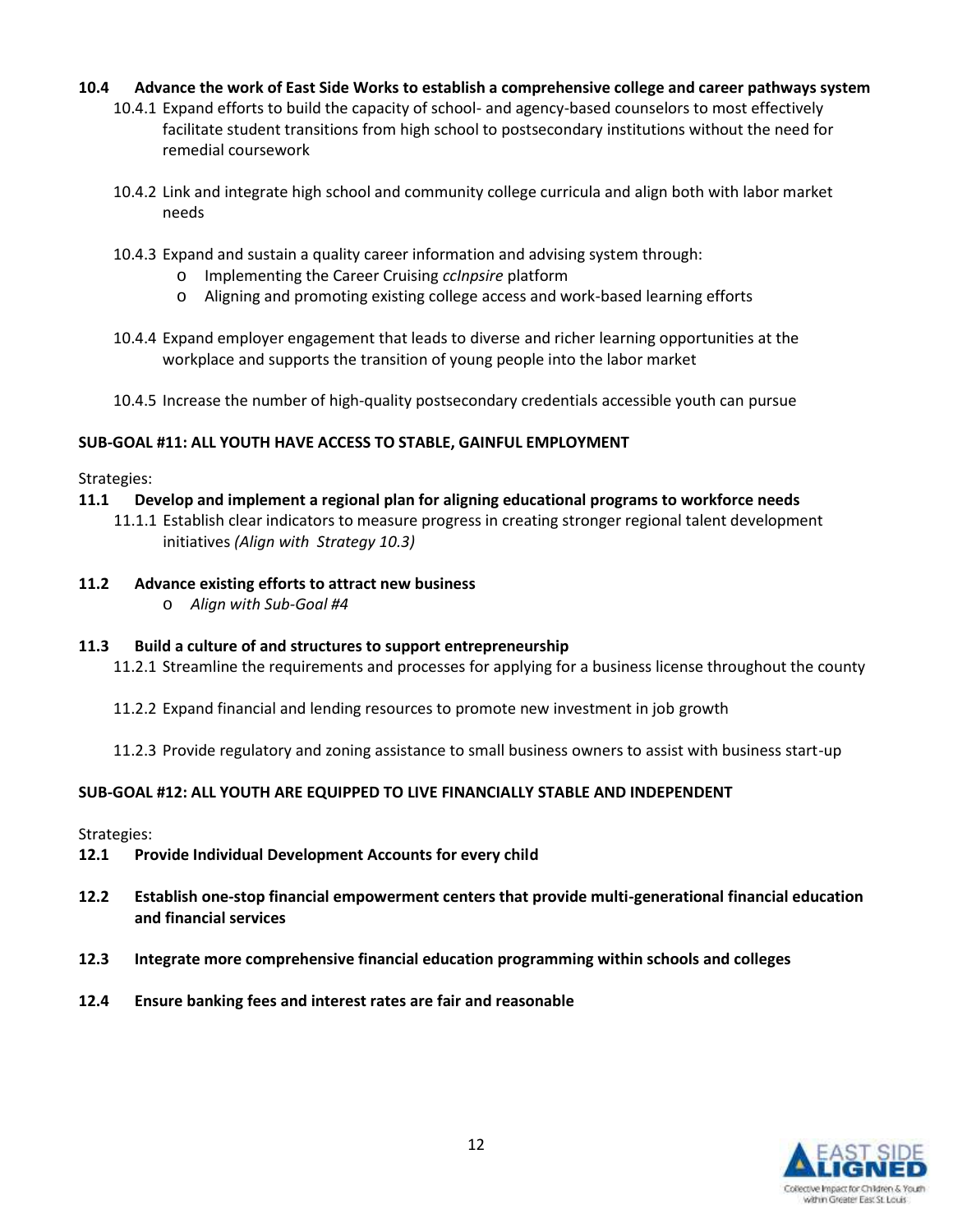**10.4 Advance the work of East Side Works to establish a comprehensive college and career pathways system**

10.4.1 Expand efforts to build the capacity of school- and agency-based counselors to most effectively facilitate student transitions from high school to postsecondary institutions without the need for remedial coursework

10.4.2 Link and integrate high school and community college curricula and align both with labor market needs

10.4.3 Expand and sustain a quality career information and advising system through:

- Implementing the Career Cruising *ccInpsire* platform
- Aligning and promoting existing college access and work-based learning efforts

10.4.4 Expand employer engagement that leads to diverse and richer learning opportunities at the workplace and supports the transition of young people into the labor market

10.4.5 Increase the number of high-quality postsecondary credentials accessible youth can pursue

**SUB-GOAL #11: ALL YOUTH HAVE ACCESS TO STABLE, GAINFUL EMPLOYMENT**

Strategies:

**11.1 Develop and implement a regional plan for aligning educational programs to workforce needs**

11.1.1 Establish clear indicators to measure progress in creating stronger regional talent development initiatives *(Align with Strategy 10.3)*

**11.2 Advance existing efforts to attract new business**

- *Align with Sub-Goal #4*

**11.3 Build a culture of and structures to support entrepreneurship**

11.2.1 Streamline the requirements and processes for applying for a business license throughout the county

11.2.2 Expand financial and lending resources to promote new investment in job growth

11.2.3 Provide regulatory and zoning assistance to small business owners to assist with business start-up

**SUB-GOAL #12: ALL YOUTH ARE EQUIPPED TO LIVE FINANCIALLY STABLE AND INDEPENDENT**

Strategies:

**12.1 Provide Individual Development Accounts for every child**

**12.2 Establish one-stop financial empowerment centers that provide multi-generational financial education and financial services**

**12.3 Integrate more comprehensive financial education programming within schools and colleges**

**12.4 Ensure banking fees and interest rates are fair and reasonable**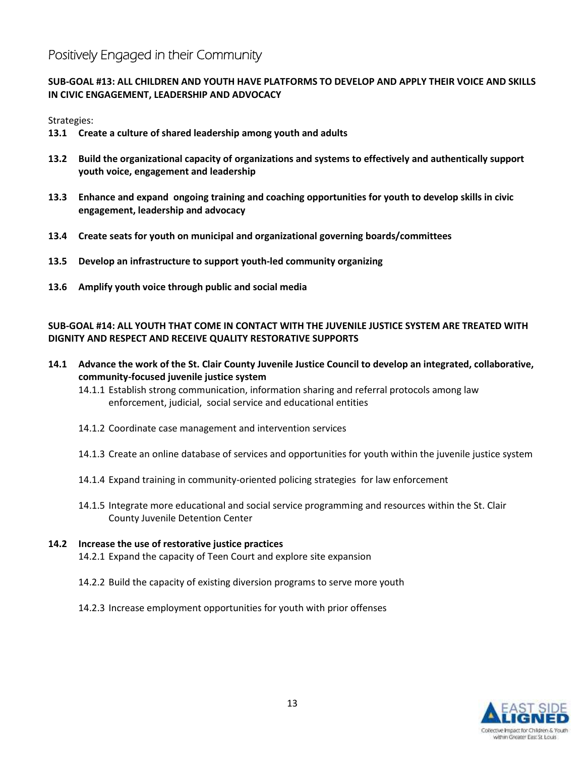## Positively Engaged in their Community

**SUB-GOAL #13: ALL CHILDREN AND YOUTH HAVE PLATFORMS TO DEVELOP AND APPLY THEIR VOICE AND SKILLS IN CIVIC ENGAGEMENT, LEADERSHIP AND ADVOCACY**

Strategies:

**13.1 Create a culture of shared leadership among youth and adults**

**13.2 Build the organizational capacity of organizations and systems to effectively and authentically support youth voice, engagement and leadership**

**13.3 Enhance and expand ongoing training and coaching opportunities for youth to develop skills in civic engagement, leadership and advocacy**

**13.4 Create seats for youth on municipal and organizational governing boards/committees**

**13.5 Develop an infrastructure to support youth-led community organizing**

**13.6 Amplify youth voice through public and social media**

**SUB-GOAL #14: ALL YOUTH THAT COME IN CONTACT WITH THE JUVENILE JUSTICE SYSTEM ARE TREATED WITH DIGNITY AND RESPECT AND RECEIVE QUALITY RESTORATIVE SUPPORTS**

**14.1 Advance the work of the St. Clair County Juvenile Justice Council to develop an integrated, collaborative, community-focused juvenile justice system**

- 14.1.1 Establish strong communication, information sharing and referral protocols among law enforcement, judicial, social service and educational entities
- 14.1.2 Coordinate case management and intervention services
- 14.1.3 Create an online database of services and opportunities for youth within the juvenile justice system
- 14.1.4 Expand training in community-oriented policing strategies for law enforcement
- 14.1.5 Integrate more educational and social service programming and resources within the St. Clair County Juvenile Detention Center

**14.2 Increase the use of restorative justice practices**

- 14.2.1 Expand the capacity of Teen Court and explore site expansion
- 14.2.2 Build the capacity of existing diversion programs to serve more youth
- 14.2.3 Increase employment opportunities for youth with prior offenses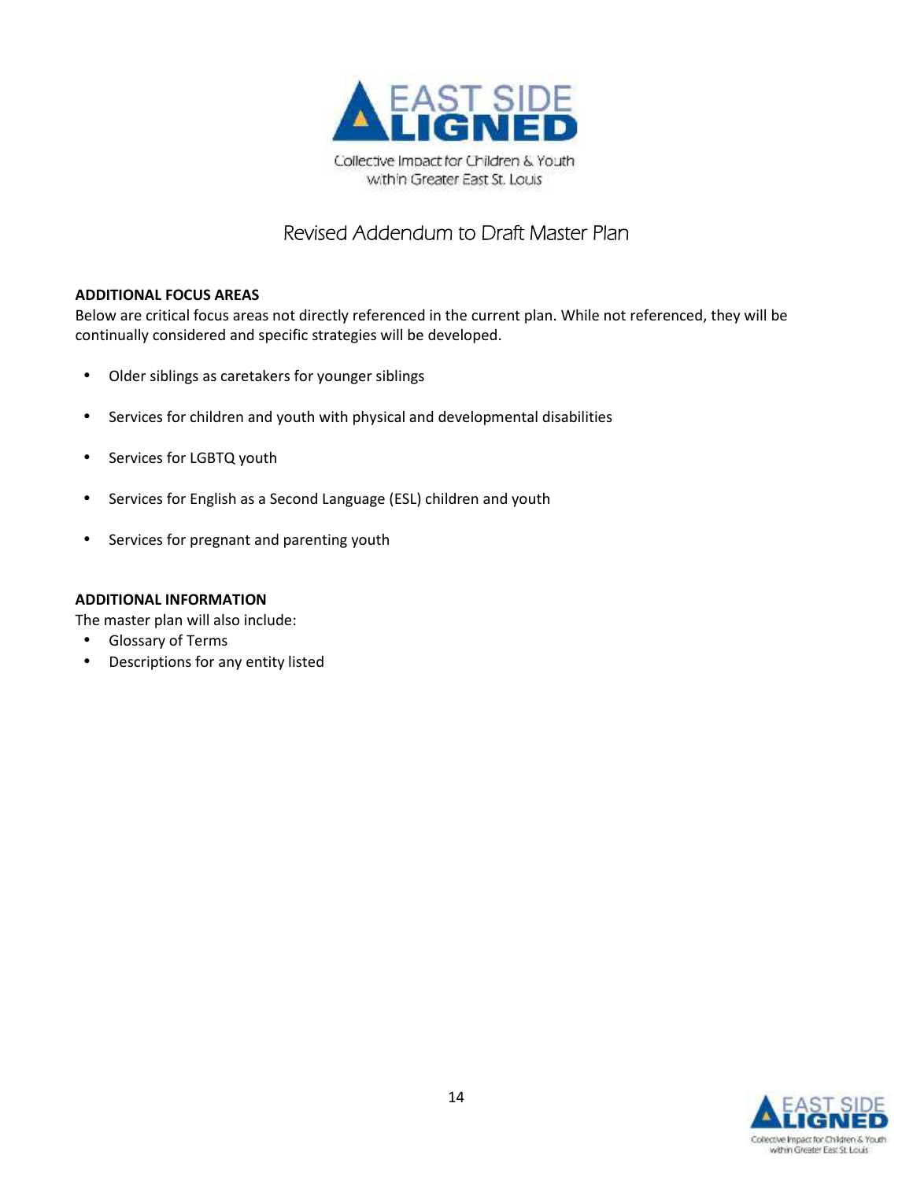EAST SIDE ALIGNED

Collective Impact for Children & Youth within Greater East St. Louis

# Revised Addendum to Draft Master Plan

**ADDITIONAL FOCUS AREAS**

Below are critical focus areas not directly referenced in the current plan. While not referenced, they will be continually considered and specific strategies will be developed.

- Older siblings as caretakers for younger siblings
- Services for children and youth with physical and developmental disabilities
- Services for LGBTQ youth
- Services for English as a Second Language (ESL) children and youth
- Services for pregnant and parenting youth

**ADDITIONAL INFORMATION**

The master plan will also include:

- Glossary of Terms
- Descriptions for any entity listed